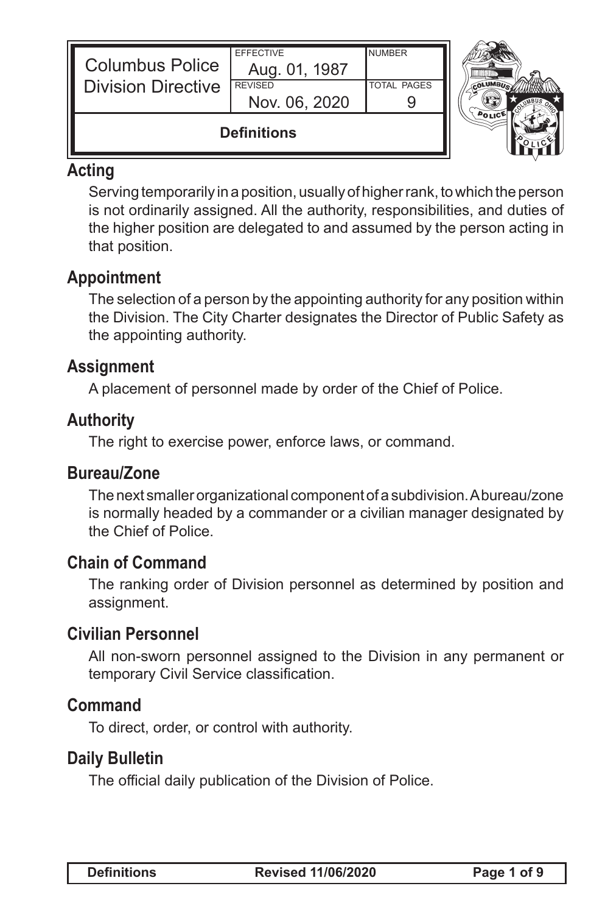| Columbus Police Division Directive | EFFECTIVE Aug. 01, 1987 | NUMBER |
| --- | --- | --- |
| | REVISED Nov. 06, 2020 | TOTAL PAGES 9 |

**Definitions**

## Acting

Serving temporarily in a position, usually of higher rank, to which the person is not ordinarily assigned. All the authority, responsibilities, and duties of the higher position are delegated to and assumed by the person acting in that position.

## Appointment

The selection of a person by the appointing authority for any position within the Division. The City Charter designates the Director of Public Safety as the appointing authority.

## Assignment

A placement of personnel made by order of the Chief of Police.

## Authority

The right to exercise power, enforce laws, or command.

## Bureau/Zone

The next smaller organizational component of a subdivision. A bureau/zone is normally headed by a commander or a civilian manager designated by the Chief of Police.

## Chain of Command

The ranking order of Division personnel as determined by position and assignment.

## Civilian Personnel

All non-sworn personnel assigned to the Division in any permanent or temporary Civil Service classification.

## Command

To direct, order, or control with authority.

## Daily Bulletin

The official daily publication of the Division of Police.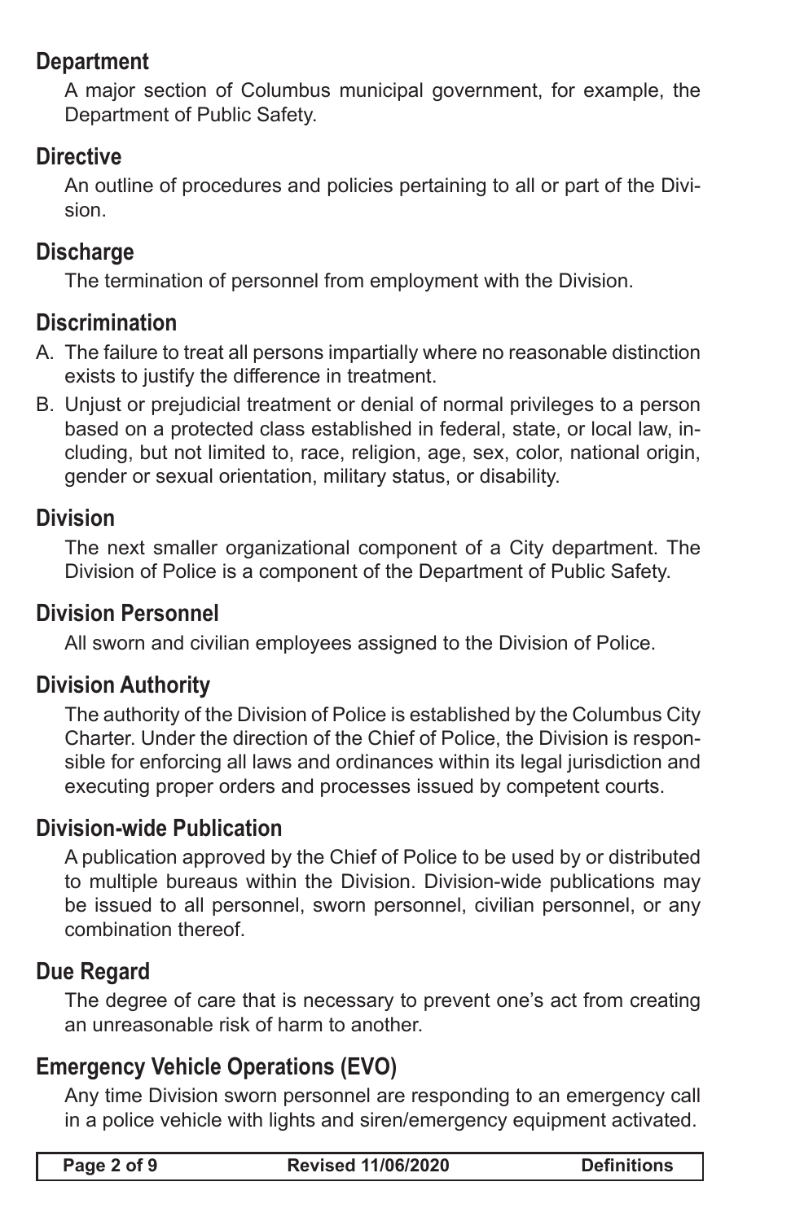## Department

A major section of Columbus municipal government, for example, the Department of Public Safety.

## Directive

An outline of procedures and policies pertaining to all or part of the Division.

## Discharge

The termination of personnel from employment with the Division.

## Discrimination

A. The failure to treat all persons impartially where no reasonable distinction exists to justify the difference in treatment.

B. Unjust or prejudicial treatment or denial of normal privileges to a person based on a protected class established in federal, state, or local law, including, but not limited to, race, religion, age, sex, color, national origin, gender or sexual orientation, military status, or disability.

## Division

The next smaller organizational component of a City department. The Division of Police is a component of the Department of Public Safety.

## Division Personnel

All sworn and civilian employees assigned to the Division of Police.

## Division Authority

The authority of the Division of Police is established by the Columbus City Charter. Under the direction of the Chief of Police, the Division is responsible for enforcing all laws and ordinances within its legal jurisdiction and executing proper orders and processes issued by competent courts.

## Division-wide Publication

A publication approved by the Chief of Police to be used by or distributed to multiple bureaus within the Division. Division-wide publications may be issued to all personnel, sworn personnel, civilian personnel, or any combination thereof.

## Due Regard

The degree of care that is necessary to prevent one's act from creating an unreasonable risk of harm to another.

## Emergency Vehicle Operations (EVO)

Any time Division sworn personnel are responding to an emergency call in a police vehicle with lights and siren/emergency equipment activated.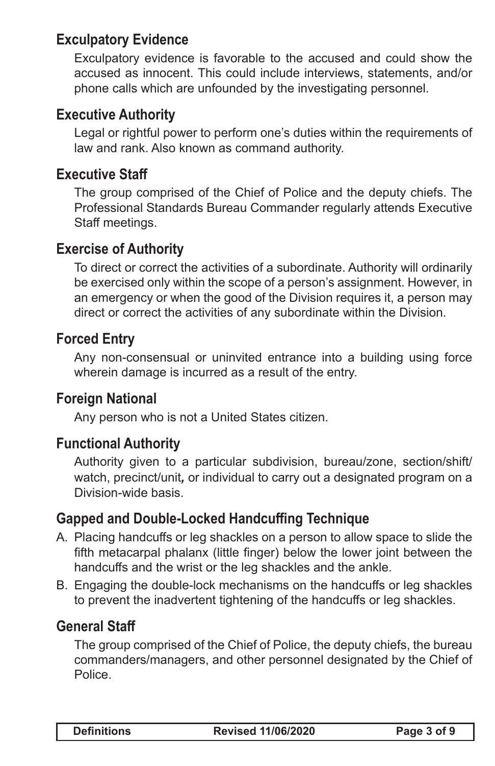## Exculpatory Evidence

Exculpatory evidence is favorable to the accused and could show the accused as innocent. This could include interviews, statements, and/or phone calls which are unfounded by the investigating personnel.

## Executive Authority

Legal or rightful power to perform one's duties within the requirements of law and rank. Also known as command authority.

## Executive Staff

The group comprised of the Chief of Police and the deputy chiefs. The Professional Standards Bureau Commander regularly attends Executive Staff meetings.

## Exercise of Authority

To direct or correct the activities of a subordinate. Authority will ordinarily be exercised only within the scope of a person's assignment. However, in an emergency or when the good of the Division requires it, a person may direct or correct the activities of any subordinate within the Division.

## Forced Entry

Any non-consensual or uninvited entrance into a building using force wherein damage is incurred as a result of the entry.

## Foreign National

Any person who is not a United States citizen.

## Functional Authority

Authority given to a particular subdivision, bureau/zone, section/shift/watch, precinct/unit*,* or individual to carry out a designated program on a Division-wide basis.

## Gapped and Double-Locked Handcuffing Technique

A. Placing handcuffs or leg shackles on a person to allow space to slide the fifth metacarpal phalanx (little finger) below the lower joint between the handcuffs and the wrist or the leg shackles and the ankle.

B. Engaging the double-lock mechanisms on the handcuffs or leg shackles to prevent the inadvertent tightening of the handcuffs or leg shackles.

## General Staff

The group comprised of the Chief of Police, the deputy chiefs, the bureau commanders/managers, and other personnel designated by the Chief of Police.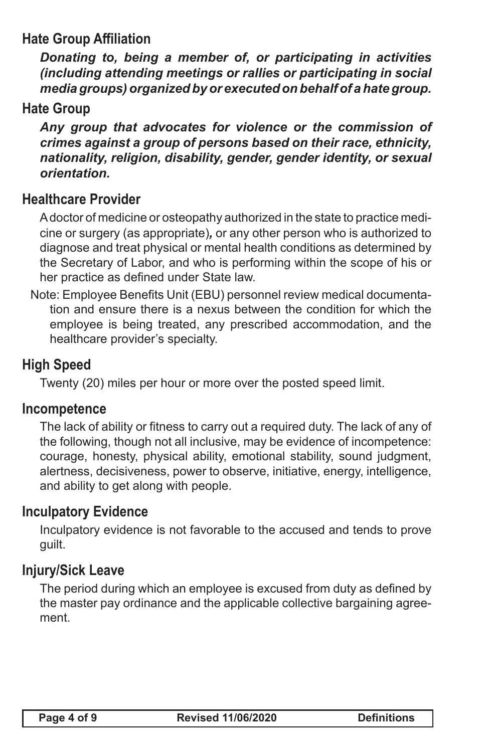## Hate Group Affiliation

***Donating to, being a member of, or participating in activities (including attending meetings or rallies or participating in social media groups) organized by or executed on behalf of a hate group.***

## Hate Group

***Any group that advocates for violence or the commission of crimes against a group of persons based on their race, ethnicity, nationality, religion, disability, gender, gender identity, or sexual orientation.***

## Healthcare Provider

A doctor of medicine or osteopathy authorized in the state to practice medicine or surgery (as appropriate)***,*** or any other person who is authorized to diagnose and treat physical or mental health conditions as determined by the Secretary of Labor, and who is performing within the scope of his or her practice as defined under State law.

Note: Employee Benefits Unit (EBU) personnel review medical documentation and ensure there is a nexus between the condition for which the employee is being treated, any prescribed accommodation, and the healthcare provider's specialty.

## High Speed

Twenty (20) miles per hour or more over the posted speed limit.

## Incompetence

The lack of ability or fitness to carry out a required duty. The lack of any of the following, though not all inclusive, may be evidence of incompetence: courage, honesty, physical ability, emotional stability, sound judgment, alertness, decisiveness, power to observe, initiative, energy, intelligence, and ability to get along with people.

## Inculpatory Evidence

Inculpatory evidence is not favorable to the accused and tends to prove guilt.

## Injury/Sick Leave

The period during which an employee is excused from duty as defined by the master pay ordinance and the applicable collective bargaining agreement.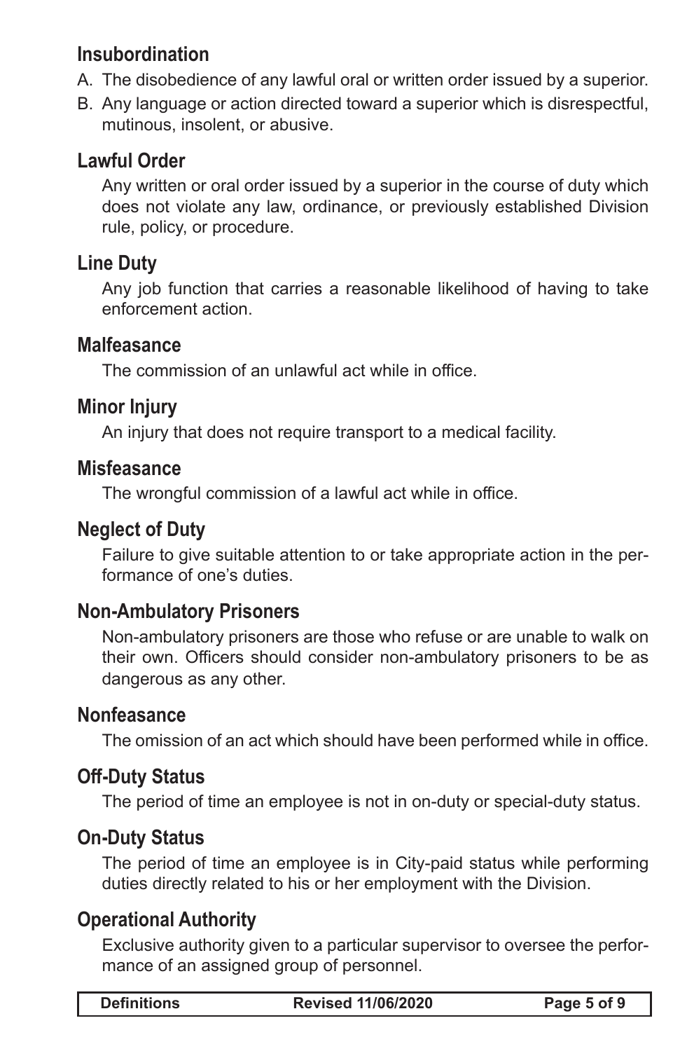## Insubordination

A. The disobedience of any lawful oral or written order issued by a superior.

B. Any language or action directed toward a superior which is disrespectful, mutinous, insolent, or abusive.

## Lawful Order

Any written or oral order issued by a superior in the course of duty which does not violate any law, ordinance, or previously established Division rule, policy, or procedure.

## Line Duty

Any job function that carries a reasonable likelihood of having to take enforcement action.

## Malfeasance

The commission of an unlawful act while in office.

## Minor Injury

An injury that does not require transport to a medical facility.

## Misfeasance

The wrongful commission of a lawful act while in office.

## Neglect of Duty

Failure to give suitable attention to or take appropriate action in the performance of one's duties.

## Non-Ambulatory Prisoners

Non-ambulatory prisoners are those who refuse or are unable to walk on their own. Officers should consider non-ambulatory prisoners to be as dangerous as any other.

## Nonfeasance

The omission of an act which should have been performed while in office.

## Off-Duty Status

The period of time an employee is not in on-duty or special-duty status.

## On-Duty Status

The period of time an employee is in City-paid status while performing duties directly related to his or her employment with the Division.

## Operational Authority

Exclusive authority given to a particular supervisor to oversee the performance of an assigned group of personnel.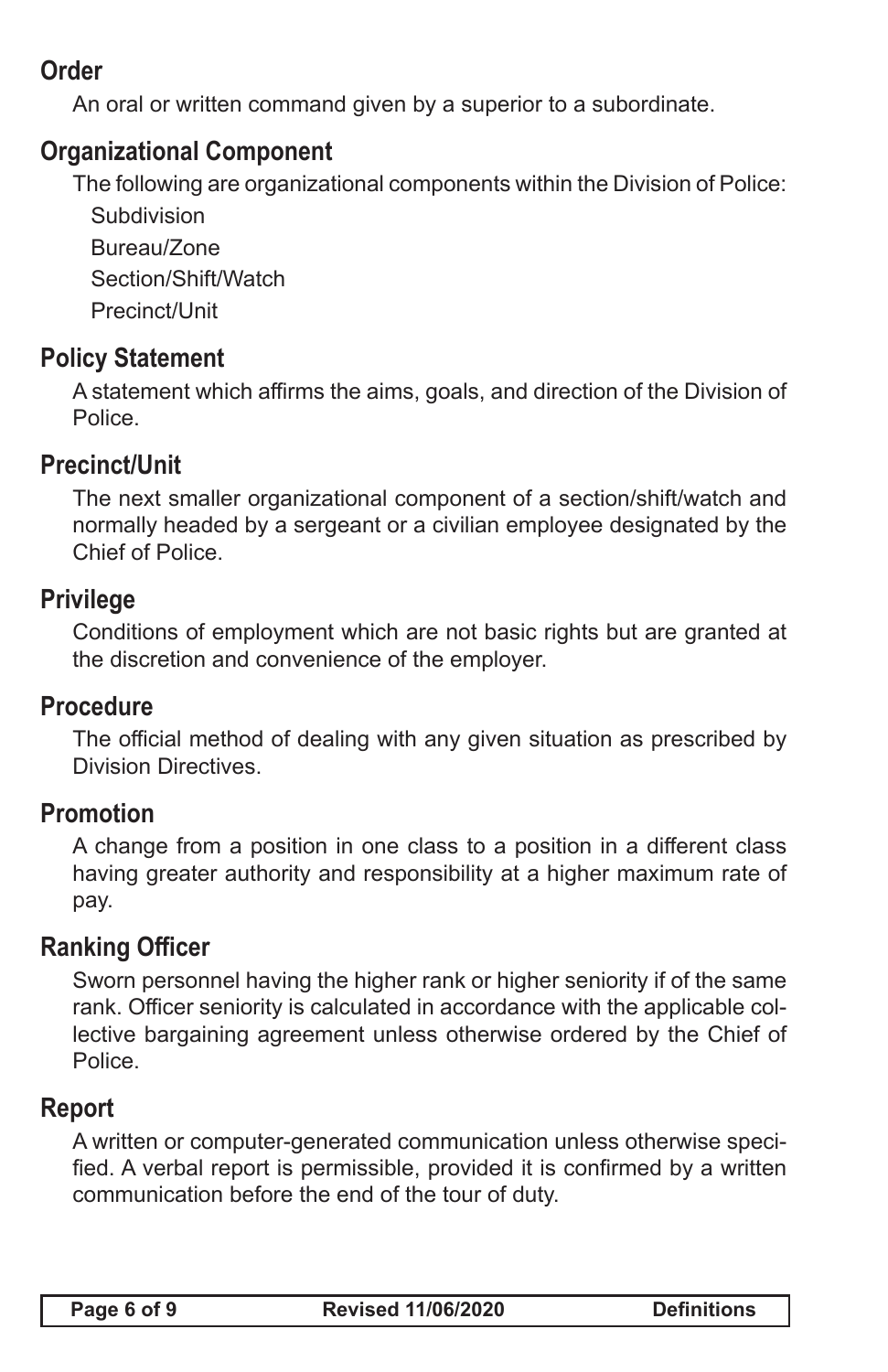## Order

An oral or written command given by a superior to a subordinate.

## Organizational Component

The following are organizational components within the Division of Police:

Subdivision
Bureau/Zone
Section/Shift/Watch
Precinct/Unit

## Policy Statement

A statement which affirms the aims, goals, and direction of the Division of Police.

## Precinct/Unit

The next smaller organizational component of a section/shift/watch and normally headed by a sergeant or a civilian employee designated by the Chief of Police.

## Privilege

Conditions of employment which are not basic rights but are granted at the discretion and convenience of the employer.

## Procedure

The official method of dealing with any given situation as prescribed by Division Directives.

## Promotion

A change from a position in one class to a position in a different class having greater authority and responsibility at a higher maximum rate of pay.

## Ranking Officer

Sworn personnel having the higher rank or higher seniority if of the same rank. Officer seniority is calculated in accordance with the applicable collective bargaining agreement unless otherwise ordered by the Chief of Police.

## Report

A written or computer-generated communication unless otherwise specified. A verbal report is permissible, provided it is confirmed by a written communication before the end of the tour of duty.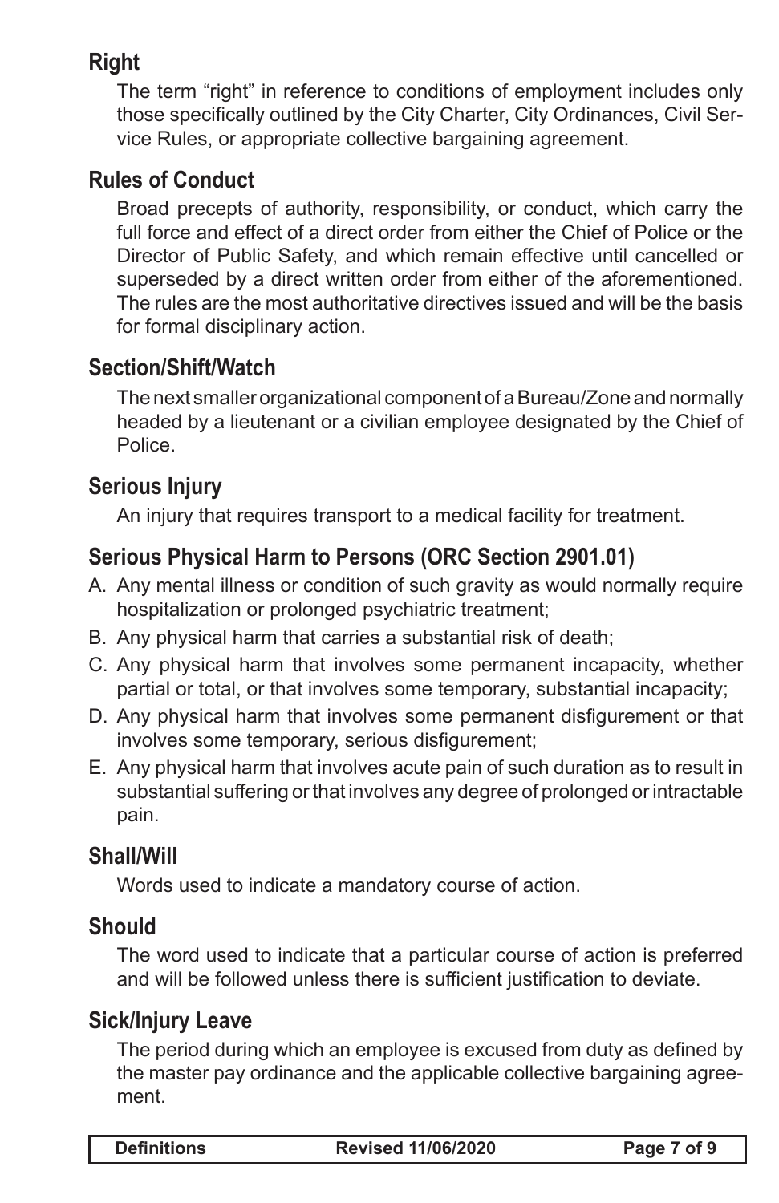## Right

The term "right" in reference to conditions of employment includes only those specifically outlined by the City Charter, City Ordinances, Civil Service Rules, or appropriate collective bargaining agreement.

## Rules of Conduct

Broad precepts of authority, responsibility, or conduct, which carry the full force and effect of a direct order from either the Chief of Police or the Director of Public Safety, and which remain effective until cancelled or superseded by a direct written order from either of the aforementioned. The rules are the most authoritative directives issued and will be the basis for formal disciplinary action.

## Section/Shift/Watch

The next smaller organizational component of a Bureau/Zone and normally headed by a lieutenant or a civilian employee designated by the Chief of Police.

## Serious Injury

An injury that requires transport to a medical facility for treatment.

## Serious Physical Harm to Persons (ORC Section 2901.01)

A. Any mental illness or condition of such gravity as would normally require hospitalization or prolonged psychiatric treatment;

B. Any physical harm that carries a substantial risk of death;

C. Any physical harm that involves some permanent incapacity, whether partial or total, or that involves some temporary, substantial incapacity;

D. Any physical harm that involves some permanent disfigurement or that involves some temporary, serious disfigurement;

E. Any physical harm that involves acute pain of such duration as to result in substantial suffering or that involves any degree of prolonged or intractable pain.

## Shall/Will

Words used to indicate a mandatory course of action.

## Should

The word used to indicate that a particular course of action is preferred and will be followed unless there is sufficient justification to deviate.

## Sick/Injury Leave

The period during which an employee is excused from duty as defined by the master pay ordinance and the applicable collective bargaining agreement.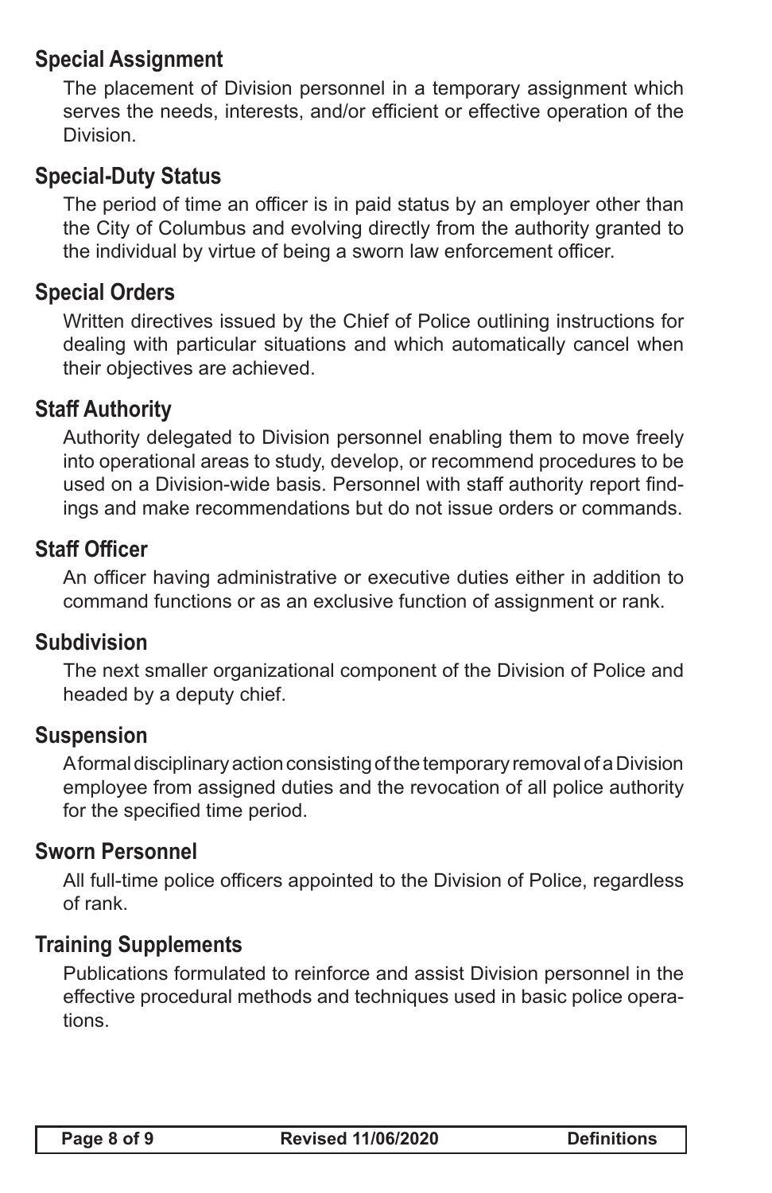## Special Assignment

The placement of Division personnel in a temporary assignment which serves the needs, interests, and/or efficient or effective operation of the Division.

## Special-Duty Status

The period of time an officer is in paid status by an employer other than the City of Columbus and evolving directly from the authority granted to the individual by virtue of being a sworn law enforcement officer.

## Special Orders

Written directives issued by the Chief of Police outlining instructions for dealing with particular situations and which automatically cancel when their objectives are achieved.

## Staff Authority

Authority delegated to Division personnel enabling them to move freely into operational areas to study, develop, or recommend procedures to be used on a Division-wide basis. Personnel with staff authority report findings and make recommendations but do not issue orders or commands.

## Staff Officer

An officer having administrative or executive duties either in addition to command functions or as an exclusive function of assignment or rank.

## Subdivision

The next smaller organizational component of the Division of Police and headed by a deputy chief.

## Suspension

A formal disciplinary action consisting of the temporary removal of a Division employee from assigned duties and the revocation of all police authority for the specified time period.

## Sworn Personnel

All full-time police officers appointed to the Division of Police, regardless of rank.

## Training Supplements

Publications formulated to reinforce and assist Division personnel in the effective procedural methods and techniques used in basic police operations.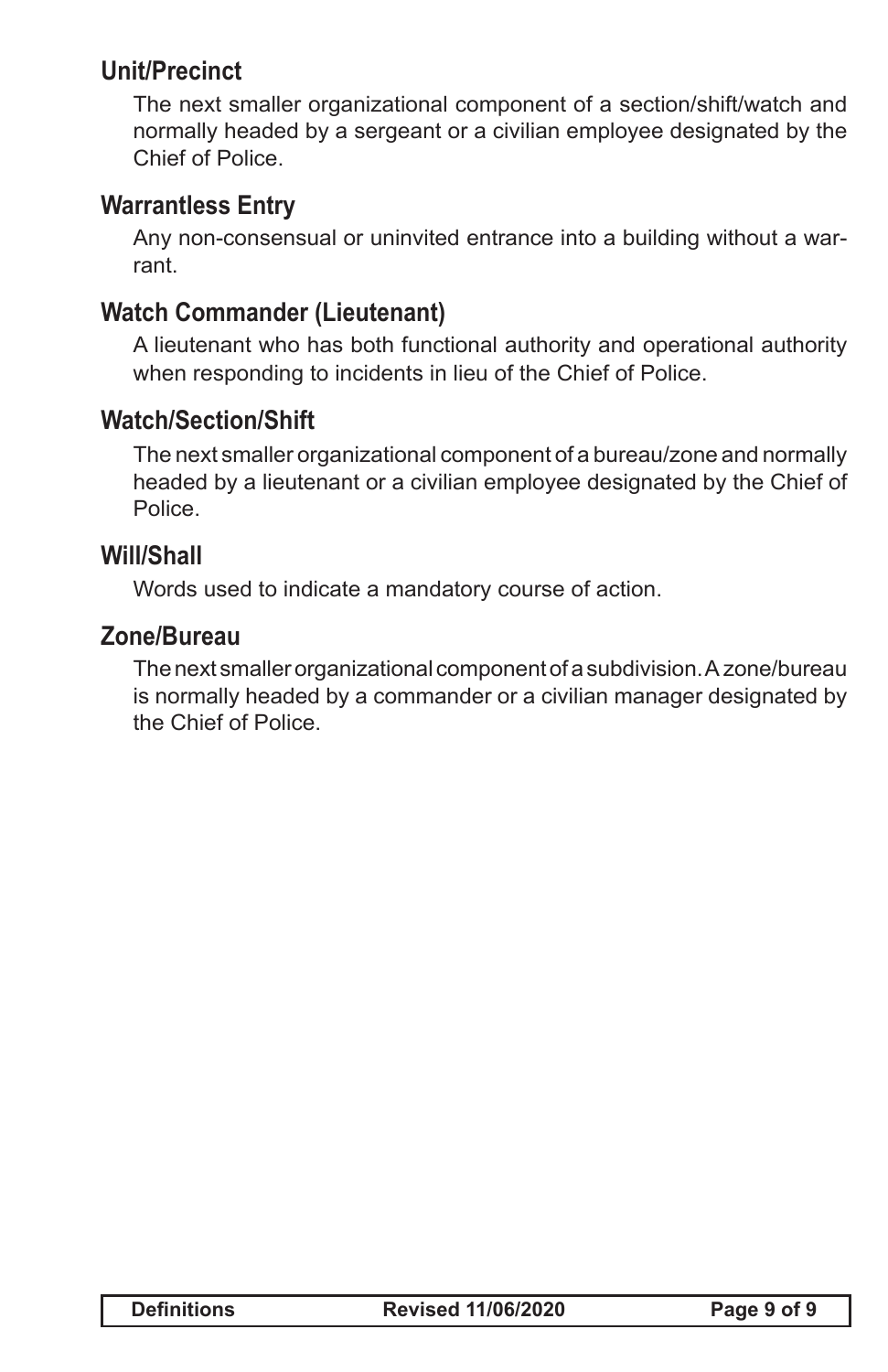## Unit/Precinct

The next smaller organizational component of a section/shift/watch and normally headed by a sergeant or a civilian employee designated by the Chief of Police.

## Warrantless Entry

Any non-consensual or uninvited entrance into a building without a warrant.

## Watch Commander (Lieutenant)

A lieutenant who has both functional authority and operational authority when responding to incidents in lieu of the Chief of Police.

## Watch/Section/Shift

The next smaller organizational component of a bureau/zone and normally headed by a lieutenant or a civilian employee designated by the Chief of Police.

## Will/Shall

Words used to indicate a mandatory course of action.

## Zone/Bureau

The next smaller organizational component of a subdivision. A zone/bureau is normally headed by a commander or a civilian manager designated by the Chief of Police.